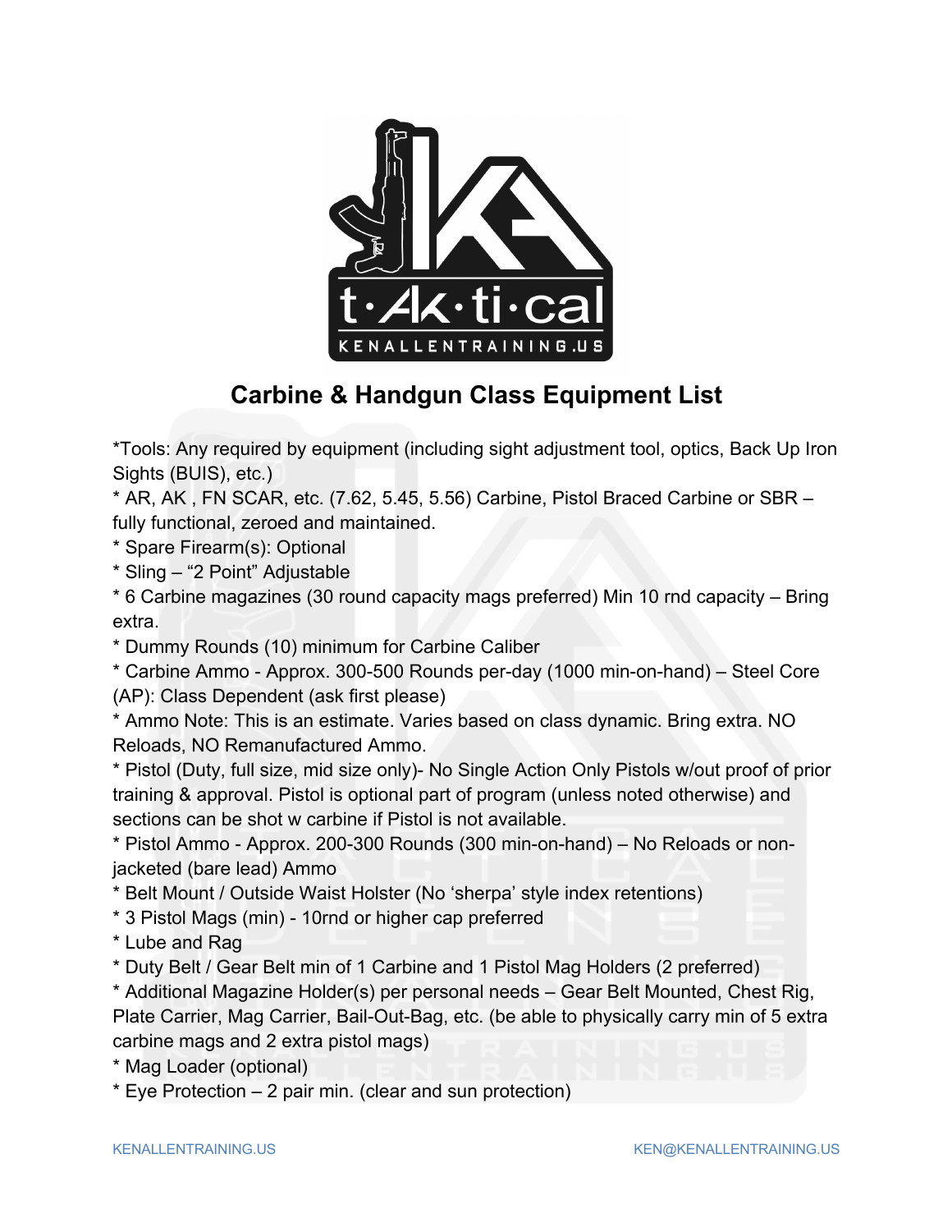t·Ak·ti·cal

KENALLENTRAINING.US

## Carbine & Handgun Class Equipment List

*Tools: Any required by equipment (including sight adjustment tool, optics, Back Up Iron Sights (BUIS), etc.)

* AR, AK , FN SCAR, etc. (7.62, 5.45, 5.56) Carbine, Pistol Braced Carbine or SBR – fully functional, zeroed and maintained.
* Spare Firearm(s): Optional
* Sling – "2 Point" Adjustable
* 6 Carbine magazines (30 round capacity mags preferred) Min 10 rnd capacity – Bring extra.
* Dummy Rounds (10) minimum for Carbine Caliber
* Carbine Ammo - Approx. 300-500 Rounds per-day (1000 min-on-hand) – Steel Core (AP): Class Dependent (ask first please)
* Ammo Note: This is an estimate. Varies based on class dynamic. Bring extra. NO Reloads, NO Remanufactured Ammo.
* Pistol (Duty, full size, mid size only)- No Single Action Only Pistols w/out proof of prior training & approval. Pistol is optional part of program (unless noted otherwise) and sections can be shot w carbine if Pistol is not available.
* Pistol Ammo - Approx. 200-300 Rounds (300 min-on-hand) – No Reloads or non-jacketed (bare lead) Ammo
* Belt Mount / Outside Waist Holster (No 'sherpa' style index retentions)
* 3 Pistol Mags (min) - 10rnd or higher cap preferred
* Lube and Rag
* Duty Belt / Gear Belt min of 1 Carbine and 1 Pistol Mag Holders (2 preferred)
* Additional Magazine Holder(s) per personal needs – Gear Belt Mounted, Chest Rig, Plate Carrier, Mag Carrier, Bail-Out-Bag, etc. (be able to physically carry min of 5 extra carbine mags and 2 extra pistol mags)
* Mag Loader (optional)
* Eye Protection – 2 pair min. (clear and sun protection)

KENALLENTRAINING.US KEN@KENALLENTRAINING.US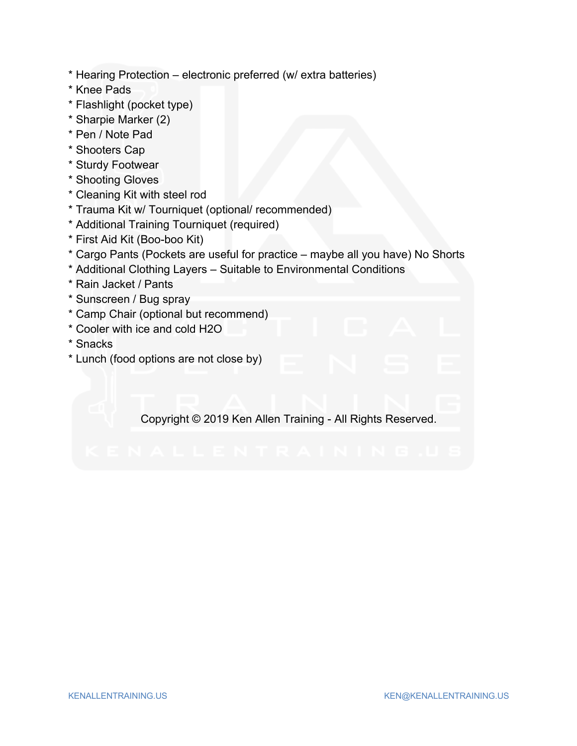* Hearing Protection – electronic preferred (w/ extra batteries)
* Knee Pads
* Flashlight (pocket type)
* Sharpie Marker (2)
* Pen / Note Pad
* Shooters Cap
* Sturdy Footwear
* Shooting Gloves
* Cleaning Kit with steel rod
* Trauma Kit w/ Tourniquet (optional/ recommended)
* Additional Training Tourniquet (required)
* First Aid Kit (Boo-boo Kit)
* Cargo Pants (Pockets are useful for practice – maybe all you have) No Shorts
* Additional Clothing Layers – Suitable to Environmental Conditions
* Rain Jacket / Pants
* Sunscreen / Bug spray
* Camp Chair (optional but recommend)
* Cooler with ice and cold H2O
* Snacks
* Lunch (food options are not close by)

Copyright © 2019 Ken Allen Training - All Rights Reserved.

KENALLENTRAINING.US

KEN@KENALLENTRAINING.US